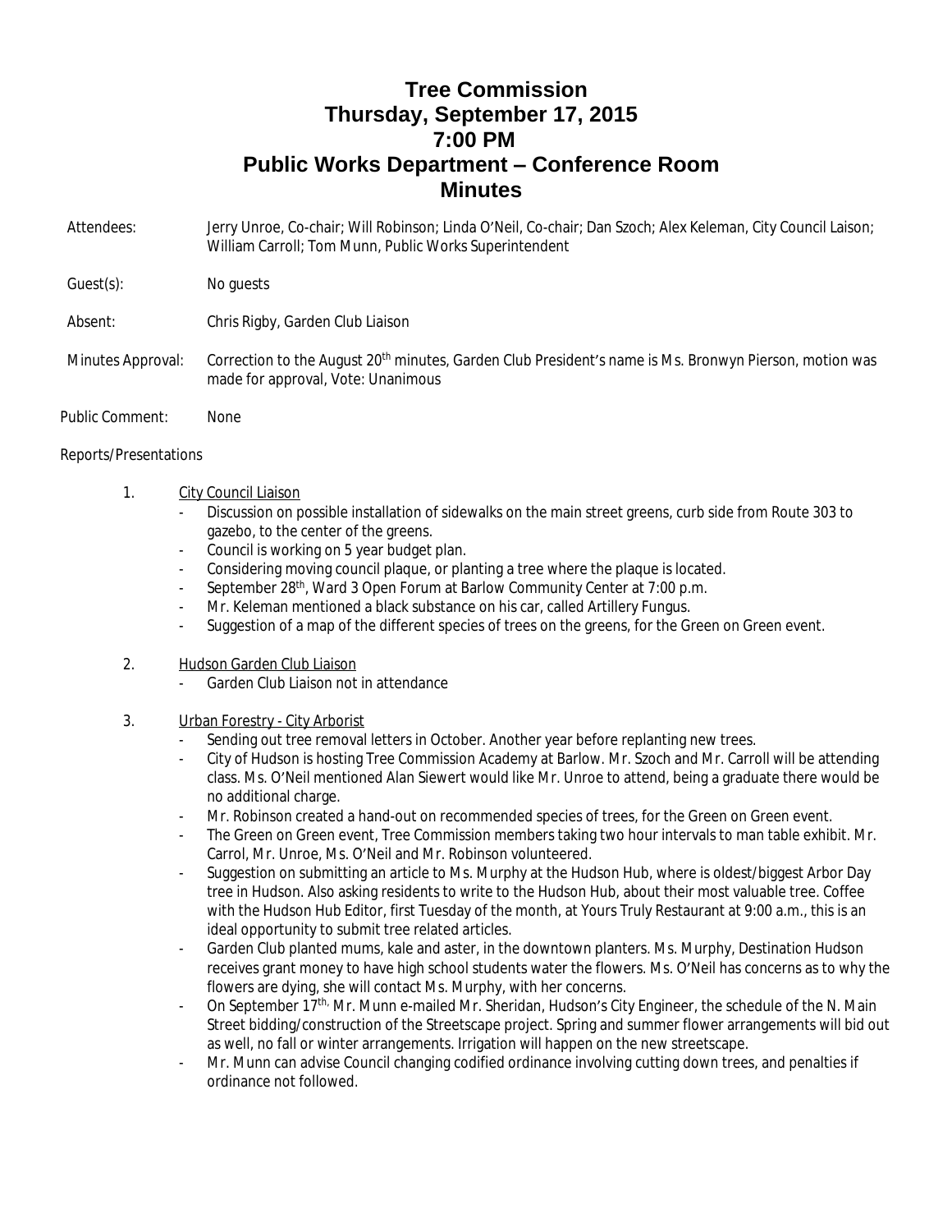# Tree Commission
# Thursday, September 17, 2015
# 7:00 PM
# Public Works Department – Conference Room
# Minutes

**Attendees:** Jerry Unroe, Co-chair; Will Robinson; Linda O'Neil, Co-chair; Dan Szoch; Alex Keleman, City Council Laison; William Carroll; Tom Munn, Public Works Superintendent

**Guest(s):** No guests

**Absent:** Chris Rigby, Garden Club Liaison

**Minutes Approval:** Correction to the August 20th minutes, Garden Club President's name is Ms. Bronwyn Pierson, motion was made for approval, Vote: Unanimous

**Public Comment:** None

Reports/Presentations

1. City Council Liaison
   - Discussion on possible installation of sidewalks on the main street greens, curb side from Route 303 to gazebo, to the center of the greens.
   - Council is working on 5 year budget plan.
   - Considering moving council plaque, or planting a tree where the plaque is located.
   - September 28th, Ward 3 Open Forum at Barlow Community Center at 7:00 p.m.
   - Mr. Keleman mentioned a black substance on his car, called Artillery Fungus.
   - Suggestion of a map of the different species of trees on the greens, for the Green on Green event.

2. Hudson Garden Club Liaison
   - Garden Club Liaison not in attendance

3. Urban Forestry - City Arborist
   - Sending out tree removal letters in October. Another year before replanting new trees.
   - City of Hudson is hosting Tree Commission Academy at Barlow. Mr. Szoch and Mr. Carroll will be attending class. Ms. O'Neil mentioned Alan Siewert would like Mr. Unroe to attend, being a graduate there would be no additional charge.
   - Mr. Robinson created a hand-out on recommended species of trees, for the Green on Green event.
   - The Green on Green event, Tree Commission members taking two hour intervals to man table exhibit. Mr. Carrol, Mr. Unroe, Ms. O'Neil and Mr. Robinson volunteered.
   - Suggestion on submitting an article to Ms. Murphy at the Hudson Hub, where is oldest/biggest Arbor Day tree in Hudson. Also asking residents to write to the Hudson Hub, about their most valuable tree. Coffee with the Hudson Hub Editor, first Tuesday of the month, at Yours Truly Restaurant at 9:00 a.m., this is an ideal opportunity to submit tree related articles.
   - Garden Club planted mums, kale and aster, in the downtown planters. Ms. Murphy, Destination Hudson receives grant money to have high school students water the flowers. Ms. O'Neil has concerns as to why the flowers are dying, she will contact Ms. Murphy, with her concerns.
   - On September 17th, Mr. Munn e-mailed Mr. Sheridan, Hudson's City Engineer, the schedule of the N. Main Street bidding/construction of the Streetscape project. Spring and summer flower arrangements will bid out as well, no fall or winter arrangements. Irrigation will happen on the new streetscape.
   - Mr. Munn can advise Council changing codified ordinance involving cutting down trees, and penalties if ordinance not followed.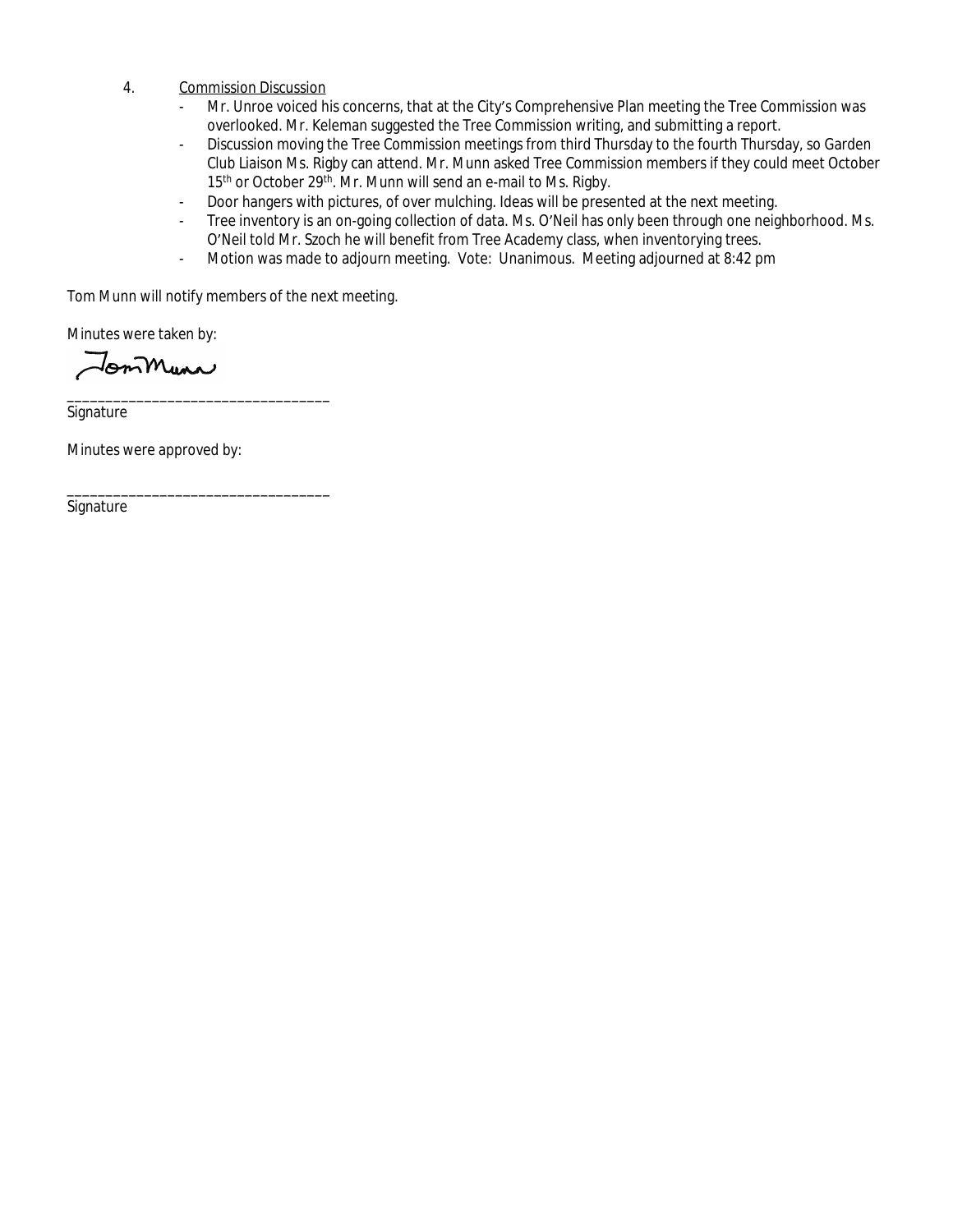4. Commission Discussion
   - Mr. Unroe voiced his concerns, that at the City's Comprehensive Plan meeting the Tree Commission was overlooked. Mr. Keleman suggested the Tree Commission writing, and submitting a report.
   - Discussion moving the Tree Commission meetings from third Thursday to the fourth Thursday, so Garden Club Liaison Ms. Rigby can attend. Mr. Munn asked Tree Commission members if they could meet October 15th or October 29th. Mr. Munn will send an e-mail to Ms. Rigby.
   - Door hangers with pictures, of over mulching. Ideas will be presented at the next meeting.
   - Tree inventory is an on-going collection of data. Ms. O'Neil has only been through one neighborhood. Ms. O'Neil told Mr. Szoch he will benefit from Tree Academy class, when inventorying trees.
   - Motion was made to adjourn meeting. Vote: Unanimous. Meeting adjourned at 8:42 pm

Tom Munn will notify members of the next meeting.

Minutes were taken by:

Tom Munn
___________________________________
Signature

Minutes were approved by:

___________________________________
Signature